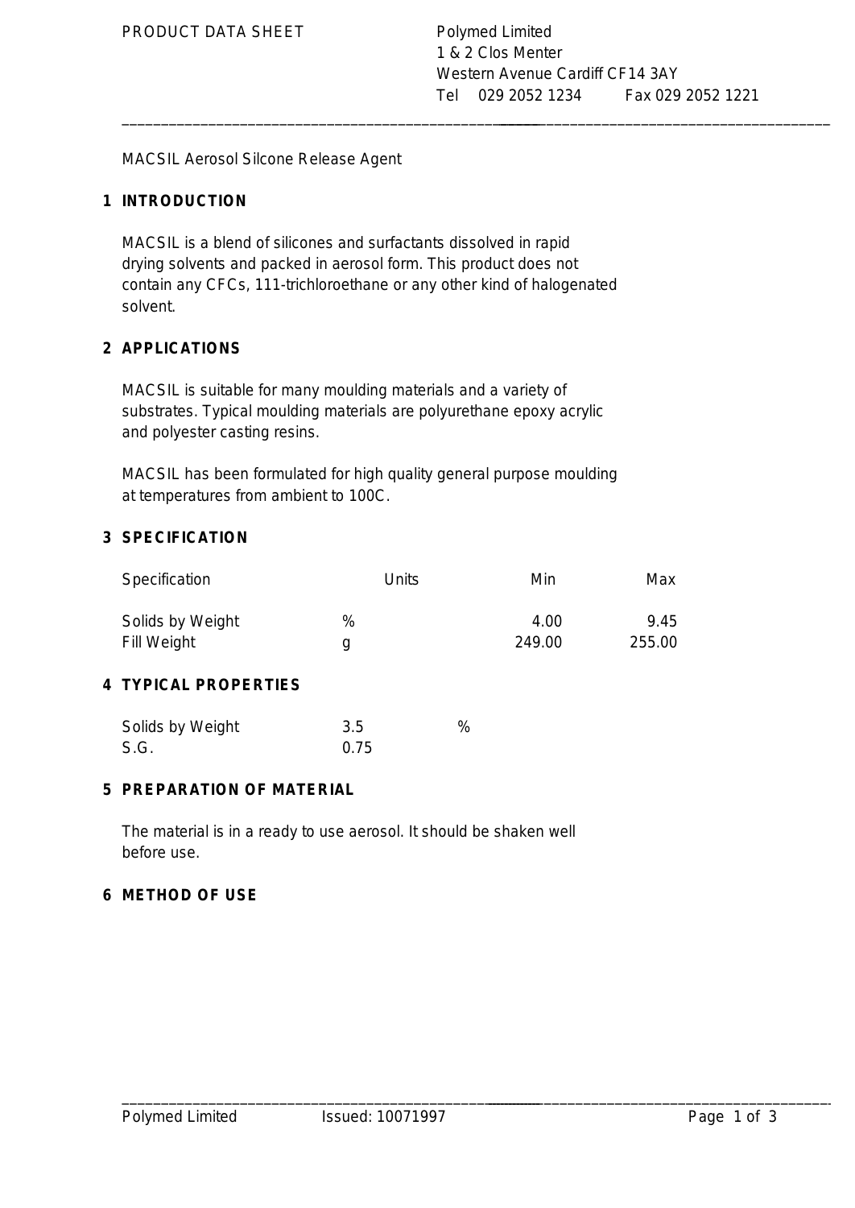PRODUCT DATA SHEET

Polymed Limited
1 & 2 Clos Menter
Western Avenue Cardiff CF14 3AY
Tel 029 2052 1234 Fax 029 2052 1221

MACSIL Aerosol Silcone Release Agent

## 1 INTRODUCTION

MACSIL is a blend of silicones and surfactants dissolved in rapid drying solvents and packed in aerosol form. This product does not contain any CFCs, 111-trichloroethane or any other kind of halogenated solvent.

## 2 APPLICATIONS

MACSIL is suitable for many moulding materials and a variety of substrates. Typical moulding materials are polyurethane epoxy acrylic and polyester casting resins.

MACSIL has been formulated for high quality general purpose moulding at temperatures from ambient to 100C.

## 3 SPECIFICATION

| Specification | Units | Min | Max |
| --- | --- | --- | --- |
| Solids by Weight | % | 4.00 | 9.45 |
| Fill Weight | g | 249.00 | 255.00 |

## 4 TYPICAL PROPERTIES

| | | |
| --- | --- | --- |
| Solids by Weight | 3.5 | % |
| S.G. | 0.75 | |

## 5 PREPARATION OF MATERIAL

The material is in a ready to use aerosol. It should be shaken well before use.

## 6 METHOD OF USE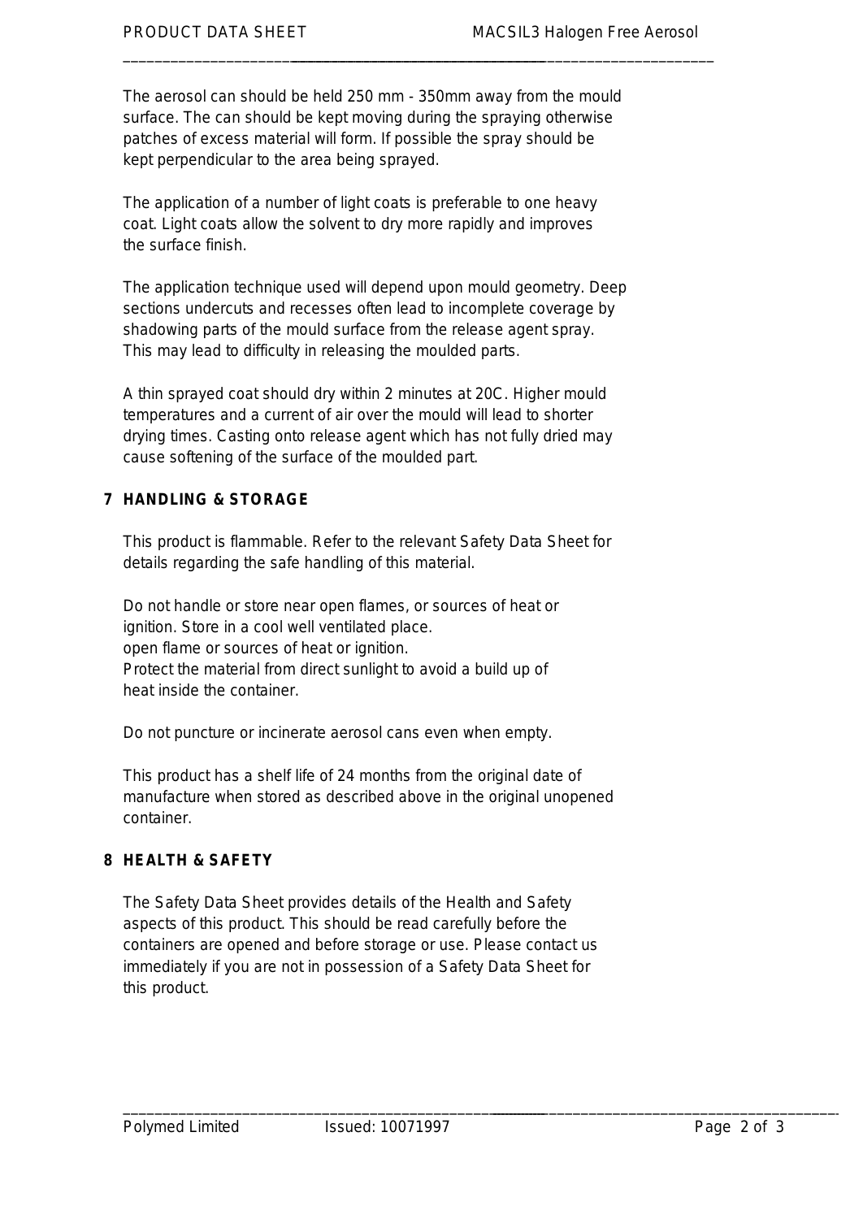The aerosol can should be held 250 mm - 350mm away from the mould surface. The can should be kept moving during the spraying otherwise patches of excess material will form. If possible the spray should be kept perpendicular to the area being sprayed.

The application of a number of light coats is preferable to one heavy coat. Light coats allow the solvent to dry more rapidly and improves the surface finish.

The application technique used will depend upon mould geometry. Deep sections undercuts and recesses often lead to incomplete coverage by shadowing parts of the mould surface from the release agent spray. This may lead to difficulty in releasing the moulded parts.

A thin sprayed coat should dry within 2 minutes at 20C. Higher mould temperatures and a current of air over the mould will lead to shorter drying times. Casting onto release agent which has not fully dried may cause softening of the surface of the moulded part.

## 7 HANDLING & STORAGE

This product is flammable. Refer to the relevant Safety Data Sheet for details regarding the safe handling of this material.

Do not handle or store near open flames, or sources of heat or ignition. Store in a cool well ventilated place.
open flame or sources of heat or ignition.
Protect the material from direct sunlight to avoid a build up of heat inside the container.

Do not puncture or incinerate aerosol cans even when empty.

This product has a shelf life of 24 months from the original date of manufacture when stored as described above in the original unopened container.

## 8 HEALTH & SAFETY

The Safety Data Sheet provides details of the Health and Safety aspects of this product. This should be read carefully before the containers are opened and before storage or use. Please contact us immediately if you are not in possession of a Safety Data Sheet for this product.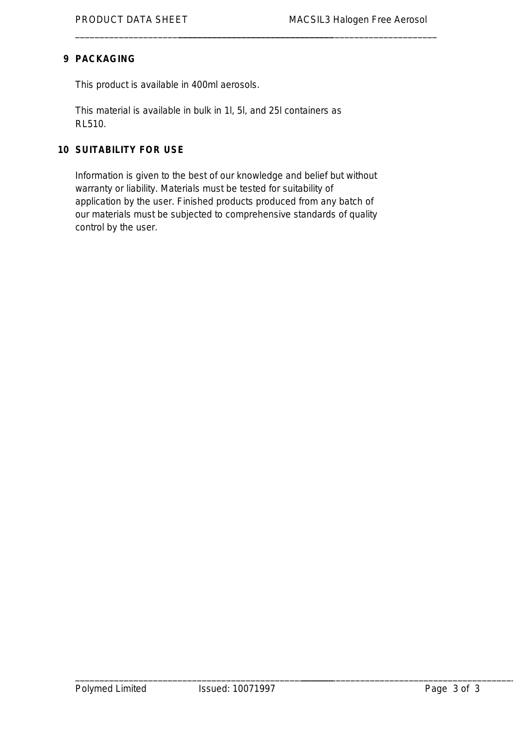## 9 PACKAGING

This product is available in 400ml aerosols.

This material is available in bulk in 1l, 5l, and 25l containers as RL510.

## 10 SUITABILITY FOR USE

Information is given to the best of our knowledge and belief but without warranty or liability. Materials must be tested for suitability of application by the user. Finished products produced from any batch of our materials must be subjected to comprehensive standards of quality control by the user.